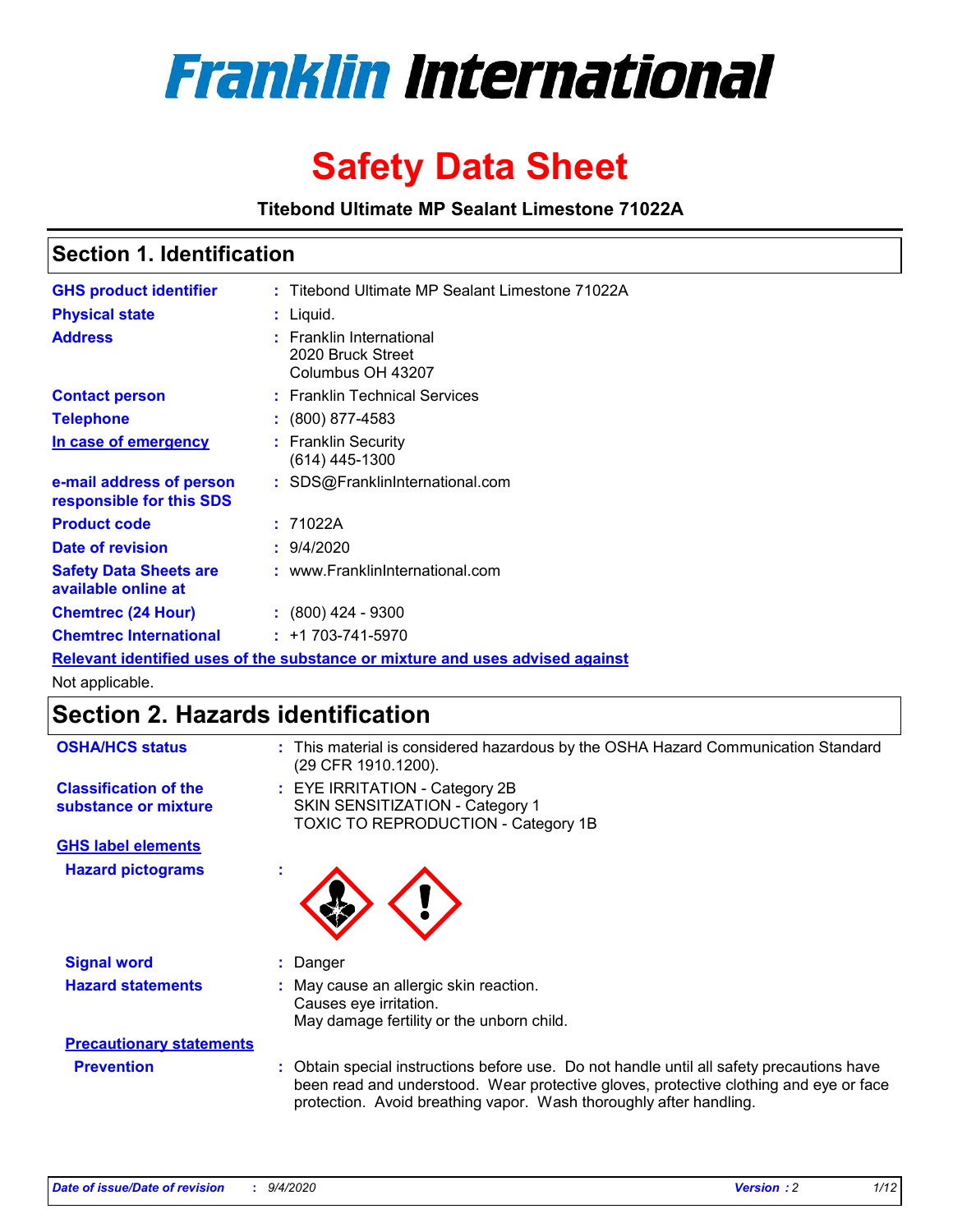# Franklin International

# Safety Data Sheet

**Titebond Ultimate MP Sealant Limestone 71022A**

## Section 1. Identification

| | | |
|---|---|---|
| **GHS product identifier** | : | Titebond Ultimate MP Sealant Limestone 71022A |
| **Physical state** | : | Liquid. |
| **Address** | : | Franklin International<br>2020 Bruck Street<br>Columbus OH 43207 |
| **Contact person** | : | Franklin Technical Services |
| **Telephone** | : | (800) 877-4583 |
| **In case of emergency** | : | Franklin Security<br>(614) 445-1300 |
| **e-mail address of person responsible for this SDS** | : | SDS@FranklinInternational.com |
| **Product code** | : | 71022A |
| **Date of revision** | : | 9/4/2020 |
| **Safety Data Sheets are available online at** | : | www.FranklinInternational.com |
| **Chemtrec (24 Hour)** | : | (800) 424 - 9300 |
| **Chemtrec International** | : | +1 703-741-5970 |

**Relevant identified uses of the substance or mixture and uses advised against**

Not applicable.

## Section 2. Hazards identification

| | | |
|---|---|---|
| **OSHA/HCS status** | : | This material is considered hazardous by the OSHA Hazard Communication Standard (29 CFR 1910.1200). |
| **Classification of the substance or mixture** | : | EYE IRRITATION - Category 2B<br>SKIN SENSITIZATION - Category 1<br>TOXIC TO REPRODUCTION - Category 1B |

**GHS label elements**

**Hazard pictograms** :

| | | |
|---|---|---|
| **Signal word** | : | Danger |
| **Hazard statements** | : | May cause an allergic skin reaction.<br>Causes eye irritation.<br>May damage fertility or the unborn child. |

**Precautionary statements**

| | | |
|---|---|---|
| **Prevention** | : | Obtain special instructions before use. Do not handle until all safety precautions have been read and understood. Wear protective gloves, protective clothing and eye or face protection. Avoid breathing vapor. Wash thoroughly after handling. |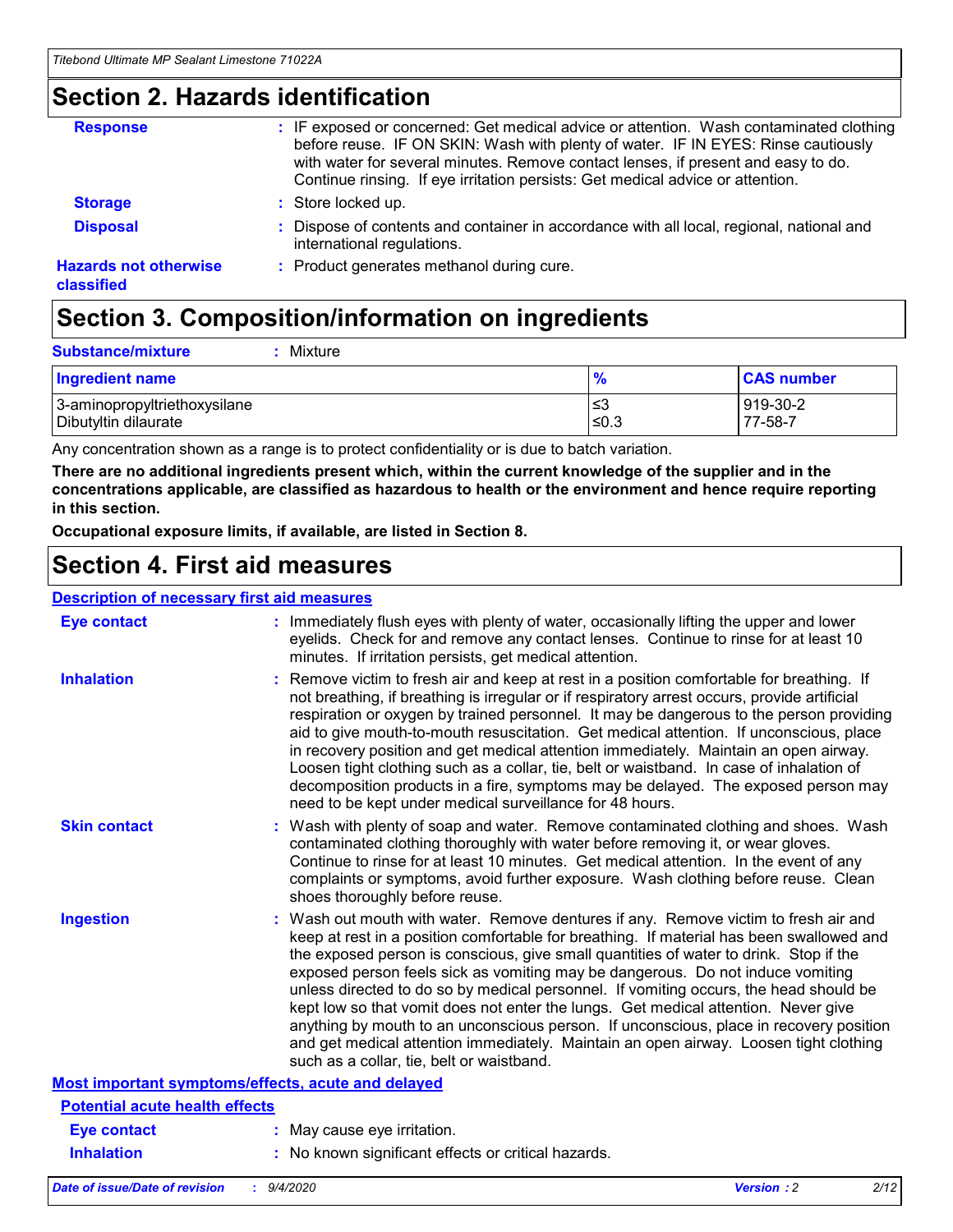## Section 2. Hazards identification

**Response** : IF exposed or concerned: Get medical advice or attention. Wash contaminated clothing before reuse. IF ON SKIN: Wash with plenty of water. IF IN EYES: Rinse cautiously with water for several minutes. Remove contact lenses, if present and easy to do. Continue rinsing. If eye irritation persists: Get medical advice or attention.

**Storage** : Store locked up.

**Disposal** : Dispose of contents and container in accordance with all local, regional, national and international regulations.

**Hazards not otherwise classified** : Product generates methanol during cure.

## Section 3. Composition/information on ingredients

**Substance/mixture** : Mixture

| Ingredient name | % | CAS number |
|---|---|---|
| 3-aminopropyltriethoxysilane | ≤3 | 919-30-2 |
| Dibutyltin dilaurate | ≤0.3 | 77-58-7 |

Any concentration shown as a range is to protect confidentiality or is due to batch variation.

**There are no additional ingredients present which, within the current knowledge of the supplier and in the concentrations applicable, are classified as hazardous to health or the environment and hence require reporting in this section.**

**Occupational exposure limits, if available, are listed in Section 8.**

## Section 4. First aid measures

### Description of necessary first aid measures

**Eye contact** : Immediately flush eyes with plenty of water, occasionally lifting the upper and lower eyelids. Check for and remove any contact lenses. Continue to rinse for at least 10 minutes. If irritation persists, get medical attention.

**Inhalation** : Remove victim to fresh air and keep at rest in a position comfortable for breathing. If not breathing, if breathing is irregular or if respiratory arrest occurs, provide artificial respiration or oxygen by trained personnel. It may be dangerous to the person providing aid to give mouth-to-mouth resuscitation. Get medical attention. If unconscious, place in recovery position and get medical attention immediately. Maintain an open airway. Loosen tight clothing such as a collar, tie, belt or waistband. In case of inhalation of decomposition products in a fire, symptoms may be delayed. The exposed person may need to be kept under medical surveillance for 48 hours.

**Skin contact** : Wash with plenty of soap and water. Remove contaminated clothing and shoes. Wash contaminated clothing thoroughly with water before removing it, or wear gloves. Continue to rinse for at least 10 minutes. Get medical attention. In the event of any complaints or symptoms, avoid further exposure. Wash clothing before reuse. Clean shoes thoroughly before reuse.

**Ingestion** : Wash out mouth with water. Remove dentures if any. Remove victim to fresh air and keep at rest in a position comfortable for breathing. If material has been swallowed and the exposed person is conscious, give small quantities of water to drink. Stop if the exposed person feels sick as vomiting may be dangerous. Do not induce vomiting unless directed to do so by medical personnel. If vomiting occurs, the head should be kept low so that vomit does not enter the lungs. Get medical attention. Never give anything by mouth to an unconscious person. If unconscious, place in recovery position and get medical attention immediately. Maintain an open airway. Loosen tight clothing such as a collar, tie, belt or waistband.

### Most important symptoms/effects, acute and delayed

#### Potential acute health effects

**Eye contact** : May cause eye irritation.

**Inhalation** : No known significant effects or critical hazards.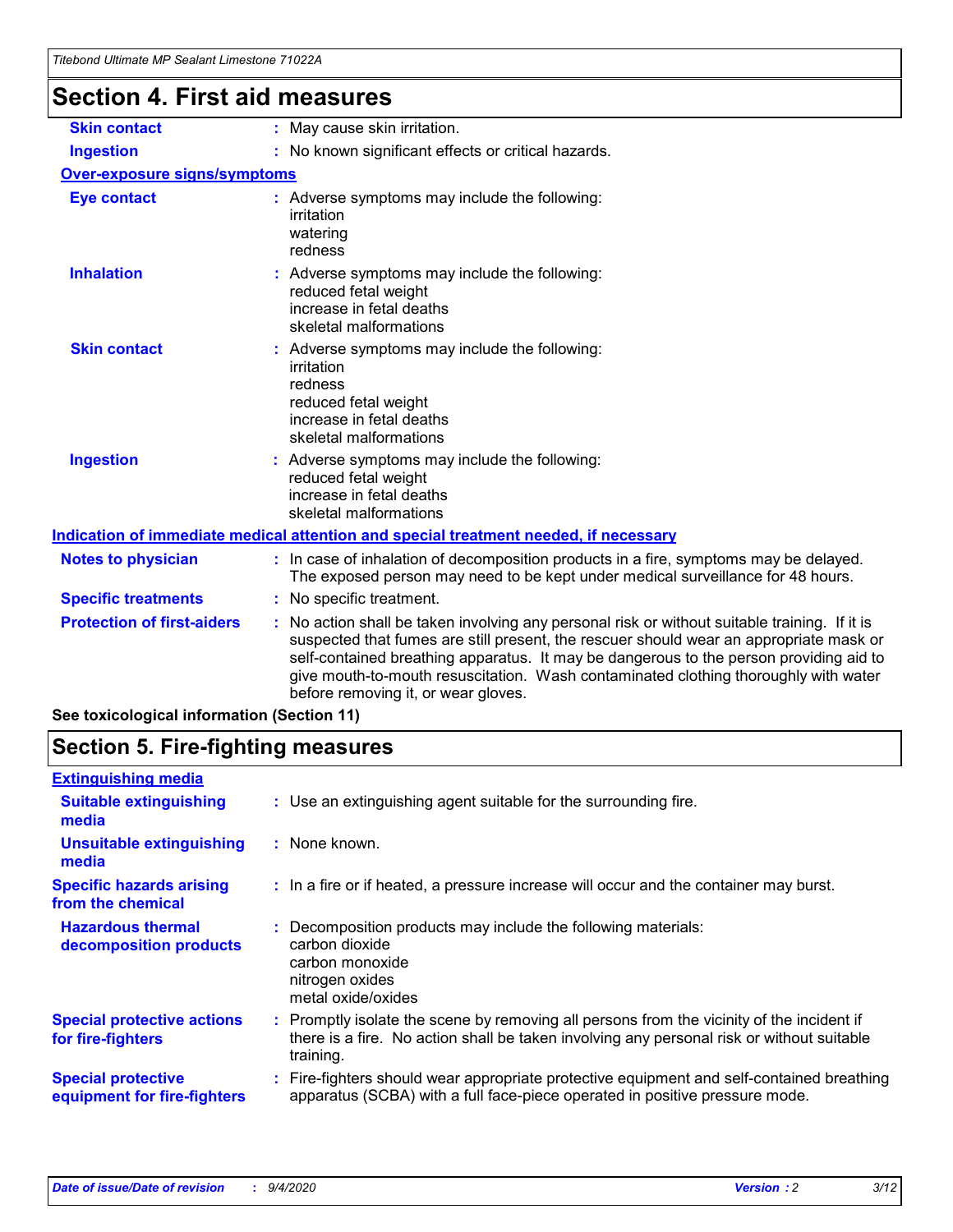## Section 4. First aid measures

**Skin contact** : May cause skin irritation.

**Ingestion** : No known significant effects or critical hazards.

### Over-exposure signs/symptoms

**Eye contact** : Adverse symptoms may include the following:
irritation
watering
redness

**Inhalation** : Adverse symptoms may include the following:
reduced fetal weight
increase in fetal deaths
skeletal malformations

**Skin contact** : Adverse symptoms may include the following:
irritation
redness
reduced fetal weight
increase in fetal deaths
skeletal malformations

**Ingestion** : Adverse symptoms may include the following:
reduced fetal weight
increase in fetal deaths
skeletal malformations

### Indication of immediate medical attention and special treatment needed, if necessary

**Notes to physician** : In case of inhalation of decomposition products in a fire, symptoms may be delayed. The exposed person may need to be kept under medical surveillance for 48 hours.

**Specific treatments** : No specific treatment.

**Protection of first-aiders** : No action shall be taken involving any personal risk or without suitable training. If it is suspected that fumes are still present, the rescuer should wear an appropriate mask or self-contained breathing apparatus. It may be dangerous to the person providing aid to give mouth-to-mouth resuscitation. Wash contaminated clothing thoroughly with water before removing it, or wear gloves.

**See toxicological information (Section 11)**

## Section 5. Fire-fighting measures

### Extinguishing media

**Suitable extinguishing media** : Use an extinguishing agent suitable for the surrounding fire.

**Unsuitable extinguishing media** : None known.

**Specific hazards arising from the chemical** : In a fire or if heated, a pressure increase will occur and the container may burst.

**Hazardous thermal decomposition products** : Decomposition products may include the following materials:
carbon dioxide
carbon monoxide
nitrogen oxides
metal oxide/oxides

**Special protective actions for fire-fighters** : Promptly isolate the scene by removing all persons from the vicinity of the incident if there is a fire. No action shall be taken involving any personal risk or without suitable training.

**Special protective equipment for fire-fighters** : Fire-fighters should wear appropriate protective equipment and self-contained breathing apparatus (SCBA) with a full face-piece operated in positive pressure mode.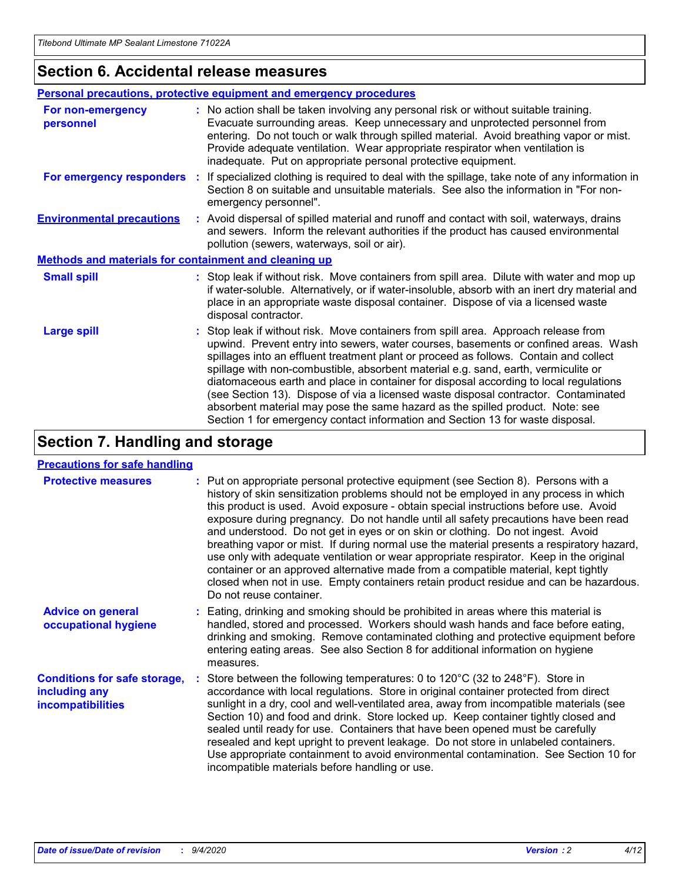## Section 6. Accidental release measures

### Personal precautions, protective equipment and emergency procedures

**For non-emergency personnel** : No action shall be taken involving any personal risk or without suitable training. Evacuate surrounding areas. Keep unnecessary and unprotected personnel from entering. Do not touch or walk through spilled material. Avoid breathing vapor or mist. Provide adequate ventilation. Wear appropriate respirator when ventilation is inadequate. Put on appropriate personal protective equipment.

**For emergency responders** : If specialized clothing is required to deal with the spillage, take note of any information in Section 8 on suitable and unsuitable materials. See also the information in "For non-emergency personnel".

**Environmental precautions** : Avoid dispersal of spilled material and runoff and contact with soil, waterways, drains and sewers. Inform the relevant authorities if the product has caused environmental pollution (sewers, waterways, soil or air).

### Methods and materials for containment and cleaning up

**Small spill** : Stop leak if without risk. Move containers from spill area. Dilute with water and mop up if water-soluble. Alternatively, or if water-insoluble, absorb with an inert dry material and place in an appropriate waste disposal container. Dispose of via a licensed waste disposal contractor.

**Large spill** : Stop leak if without risk. Move containers from spill area. Approach release from upwind. Prevent entry into sewers, water courses, basements or confined areas. Wash spillages into an effluent treatment plant or proceed as follows. Contain and collect spillage with non-combustible, absorbent material e.g. sand, earth, vermiculite or diatomaceous earth and place in container for disposal according to local regulations (see Section 13). Dispose of via a licensed waste disposal contractor. Contaminated absorbent material may pose the same hazard as the spilled product. Note: see Section 1 for emergency contact information and Section 13 for waste disposal.

## Section 7. Handling and storage

### Precautions for safe handling

**Protective measures** : Put on appropriate personal protective equipment (see Section 8). Persons with a history of skin sensitization problems should not be employed in any process in which this product is used. Avoid exposure - obtain special instructions before use. Avoid exposure during pregnancy. Do not handle until all safety precautions have been read and understood. Do not get in eyes or on skin or clothing. Do not ingest. Avoid breathing vapor or mist. If during normal use the material presents a respiratory hazard, use only with adequate ventilation or wear appropriate respirator. Keep in the original container or an approved alternative made from a compatible material, kept tightly closed when not in use. Empty containers retain product residue and can be hazardous. Do not reuse container.

**Advice on general occupational hygiene** : Eating, drinking and smoking should be prohibited in areas where this material is handled, stored and processed. Workers should wash hands and face before eating, drinking and smoking. Remove contaminated clothing and protective equipment before entering eating areas. See also Section 8 for additional information on hygiene measures.

**Conditions for safe storage, including any incompatibilities** : Store between the following temperatures: 0 to 120°C (32 to 248°F). Store in accordance with local regulations. Store in original container protected from direct sunlight in a dry, cool and well-ventilated area, away from incompatible materials (see Section 10) and food and drink. Store locked up. Keep container tightly closed and sealed until ready for use. Containers that have been opened must be carefully resealed and kept upright to prevent leakage. Do not store in unlabeled containers. Use appropriate containment to avoid environmental contamination. See Section 10 for incompatible materials before handling or use.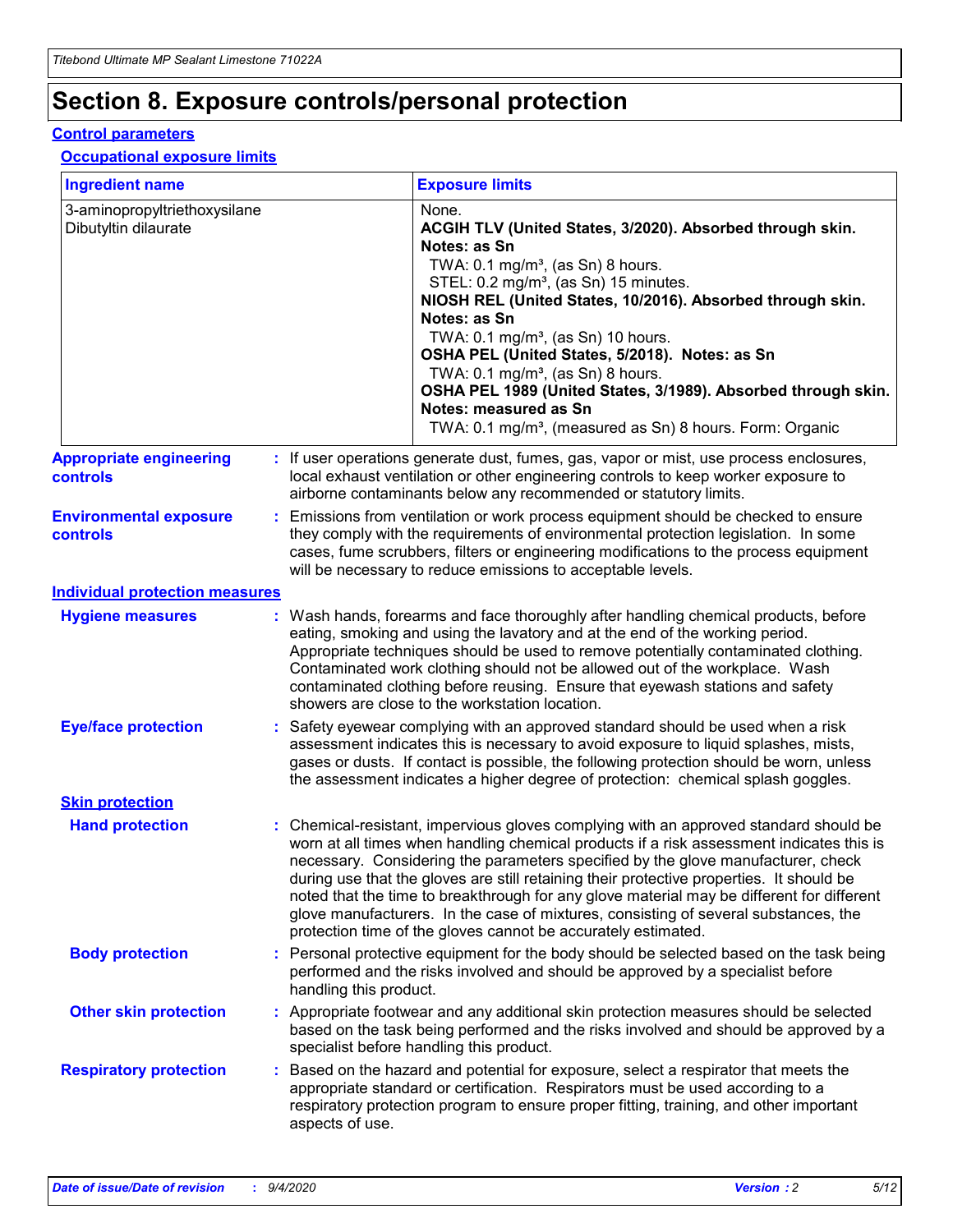# Section 8. Exposure controls/personal protection

## Control parameters

### Occupational exposure limits

| Ingredient name | Exposure limits |
| --- | --- |
| 3-aminopropyltriethoxysilane | None. |
| Dibutyltin dilaurate | **ACGIH TLV (United States, 3/2020). Absorbed through skin. Notes: as Sn**<br>TWA: 0.1 mg/m³, (as Sn) 8 hours.<br>STEL: 0.2 mg/m³, (as Sn) 15 minutes.<br>**NIOSH REL (United States, 10/2016). Absorbed through skin. Notes: as Sn**<br>TWA: 0.1 mg/m³, (as Sn) 10 hours.<br>**OSHA PEL (United States, 5/2018). Notes: as Sn**<br>TWA: 0.1 mg/m³, (as Sn) 8 hours.<br>**OSHA PEL 1989 (United States, 3/1989). Absorbed through skin. Notes: measured as Sn**<br>TWA: 0.1 mg/m³, (measured as Sn) 8 hours. Form: Organic |

**Appropriate engineering controls** : If user operations generate dust, fumes, gas, vapor or mist, use process enclosures, local exhaust ventilation or other engineering controls to keep worker exposure to airborne contaminants below any recommended or statutory limits.

**Environmental exposure controls** : Emissions from ventilation or work process equipment should be checked to ensure they comply with the requirements of environmental protection legislation. In some cases, fume scrubbers, filters or engineering modifications to the process equipment will be necessary to reduce emissions to acceptable levels.

## Individual protection measures

**Hygiene measures** : Wash hands, forearms and face thoroughly after handling chemical products, before eating, smoking and using the lavatory and at the end of the working period. Appropriate techniques should be used to remove potentially contaminated clothing. Contaminated work clothing should not be allowed out of the workplace. Wash contaminated clothing before reusing. Ensure that eyewash stations and safety showers are close to the workstation location.

**Eye/face protection** : Safety eyewear complying with an approved standard should be used when a risk assessment indicates this is necessary to avoid exposure to liquid splashes, mists, gases or dusts. If contact is possible, the following protection should be worn, unless the assessment indicates a higher degree of protection: chemical splash goggles.

### Skin protection

**Hand protection** : Chemical-resistant, impervious gloves complying with an approved standard should be worn at all times when handling chemical products if a risk assessment indicates this is necessary. Considering the parameters specified by the glove manufacturer, check during use that the gloves are still retaining their protective properties. It should be noted that the time to breakthrough for any glove material may be different for different glove manufacturers. In the case of mixtures, consisting of several substances, the protection time of the gloves cannot be accurately estimated.

**Body protection** : Personal protective equipment for the body should be selected based on the task being performed and the risks involved and should be approved by a specialist before handling this product.

**Other skin protection** : Appropriate footwear and any additional skin protection measures should be selected based on the task being performed and the risks involved and should be approved by a specialist before handling this product.

**Respiratory protection** : Based on the hazard and potential for exposure, select a respirator that meets the appropriate standard or certification. Respirators must be used according to a respiratory protection program to ensure proper fitting, training, and other important aspects of use.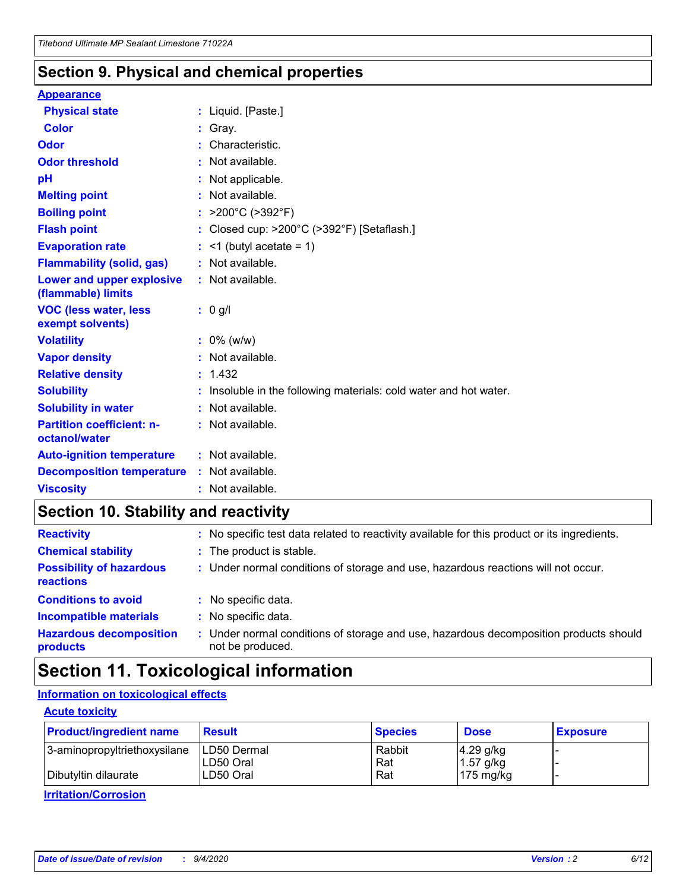## Section 9. Physical and chemical properties

**Appearance**

| | |
|---|---|
| **Physical state** | : Liquid. [Paste.] |
| **Color** | : Gray. |
| **Odor** | : Characteristic. |
| **Odor threshold** | : Not available. |
| **pH** | : Not applicable. |
| **Melting point** | : Not available. |
| **Boiling point** | : >200°C (>392°F) |
| **Flash point** | : Closed cup: >200°C (>392°F) [Setaflash.] |
| **Evaporation rate** | : <1 (butyl acetate = 1) |
| **Flammability (solid, gas)** | : Not available. |
| **Lower and upper explosive (flammable) limits** | : Not available. |
| **VOC (less water, less exempt solvents)** | : 0 g/l |
| **Volatility** | : 0% (w/w) |
| **Vapor density** | : Not available. |
| **Relative density** | : 1.432 |
| **Solubility** | : Insoluble in the following materials: cold water and hot water. |
| **Solubility in water** | : Not available. |
| **Partition coefficient: n-octanol/water** | : Not available. |
| **Auto-ignition temperature** | : Not available. |
| **Decomposition temperature** | : Not available. |
| **Viscosity** | : Not available. |

## Section 10. Stability and reactivity

| | |
|---|---|
| **Reactivity** | : No specific test data related to reactivity available for this product or its ingredients. |
| **Chemical stability** | : The product is stable. |
| **Possibility of hazardous reactions** | : Under normal conditions of storage and use, hazardous reactions will not occur. |
| **Conditions to avoid** | : No specific data. |
| **Incompatible materials** | : No specific data. |
| **Hazardous decomposition products** | : Under normal conditions of storage and use, hazardous decomposition products should not be produced. |

## Section 11. Toxicological information

**Information on toxicological effects**

**Acute toxicity**

| Product/ingredient name | Result | Species | Dose | Exposure |
|---|---|---|---|---|
| 3-aminopropyltriethoxysilane | LD50 Dermal | Rabbit | 4.29 g/kg | - |
| | LD50 Oral | Rat | 1.57 g/kg | - |
| Dibutyltin dilaurate | LD50 Oral | Rat | 175 mg/kg | - |

**Irritation/Corrosion**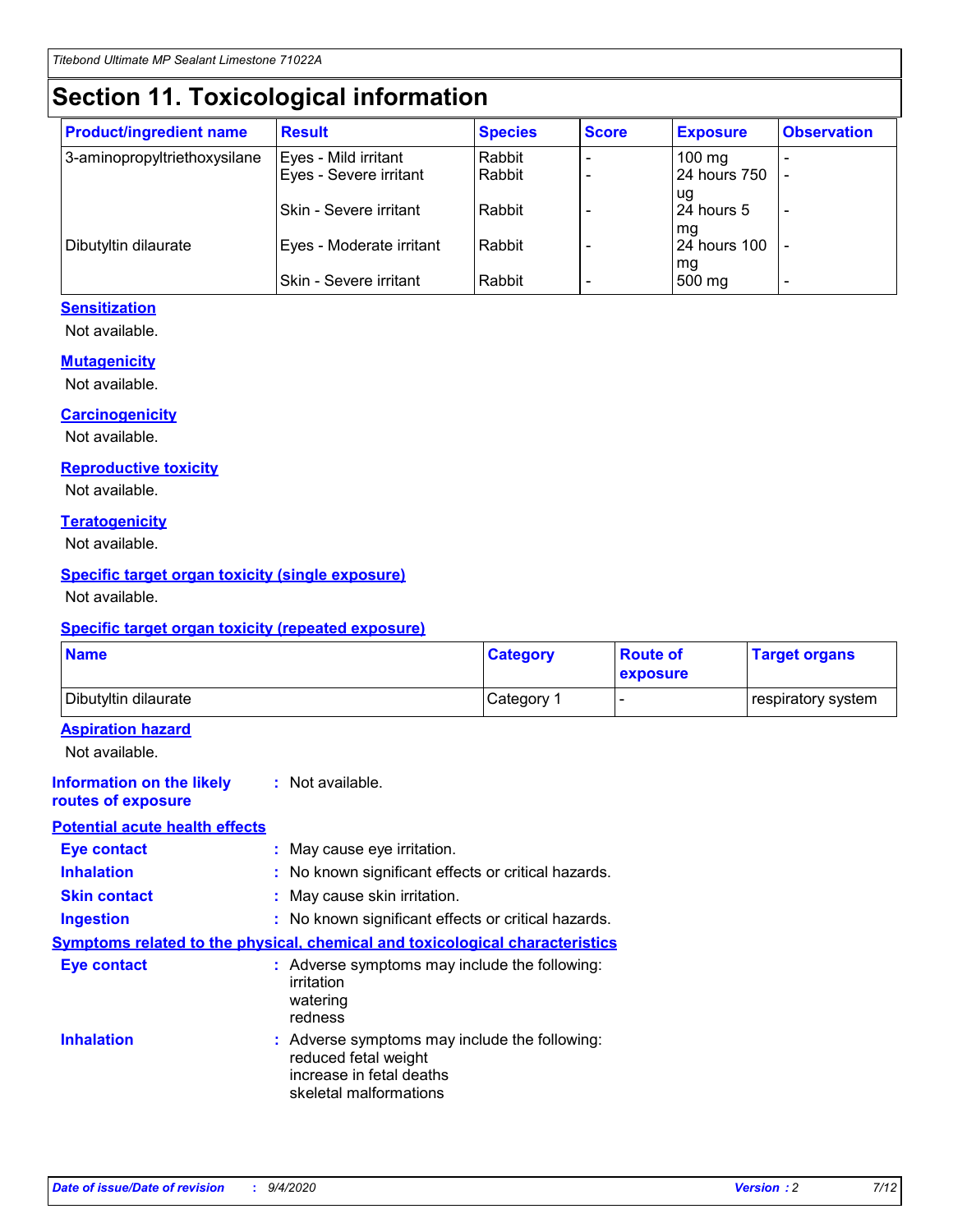# Section 11. Toxicological information

| Product/ingredient name | Result | Species | Score | Exposure | Observation |
|---|---|---|---|---|---|
| 3-aminopropyltriethoxysilane | Eyes - Mild irritant | Rabbit | - | 100 mg | - |
| | Eyes - Severe irritant | Rabbit | - | 24 hours 750 ug | - |
| | Skin - Severe irritant | Rabbit | - | 24 hours 5 mg | - |
| Dibutyltin dilaurate | Eyes - Moderate irritant | Rabbit | - | 24 hours 100 mg | - |
| | Skin - Severe irritant | Rabbit | - | 500 mg | - |

**Sensitization**

Not available.

**Mutagenicity**

Not available.

**Carcinogenicity**

Not available.

**Reproductive toxicity**

Not available.

**Teratogenicity**

Not available.

**Specific target organ toxicity (single exposure)**

Not available.

**Specific target organ toxicity (repeated exposure)**

| Name | Category | Route of exposure | Target organs |
|---|---|---|---|
| Dibutyltin dilaurate | Category 1 | - | respiratory system |

**Aspiration hazard**

Not available.

**Information on the likely routes of exposure** : Not available.

**Potential acute health effects**

**Eye contact** : May cause eye irritation.

**Inhalation** : No known significant effects or critical hazards.

**Skin contact** : May cause skin irritation.

**Ingestion** : No known significant effects or critical hazards.

**Symptoms related to the physical, chemical and toxicological characteristics**

**Eye contact** : Adverse symptoms may include the following:
irritation
watering
redness

**Inhalation** : Adverse symptoms may include the following:
reduced fetal weight
increase in fetal deaths
skeletal malformations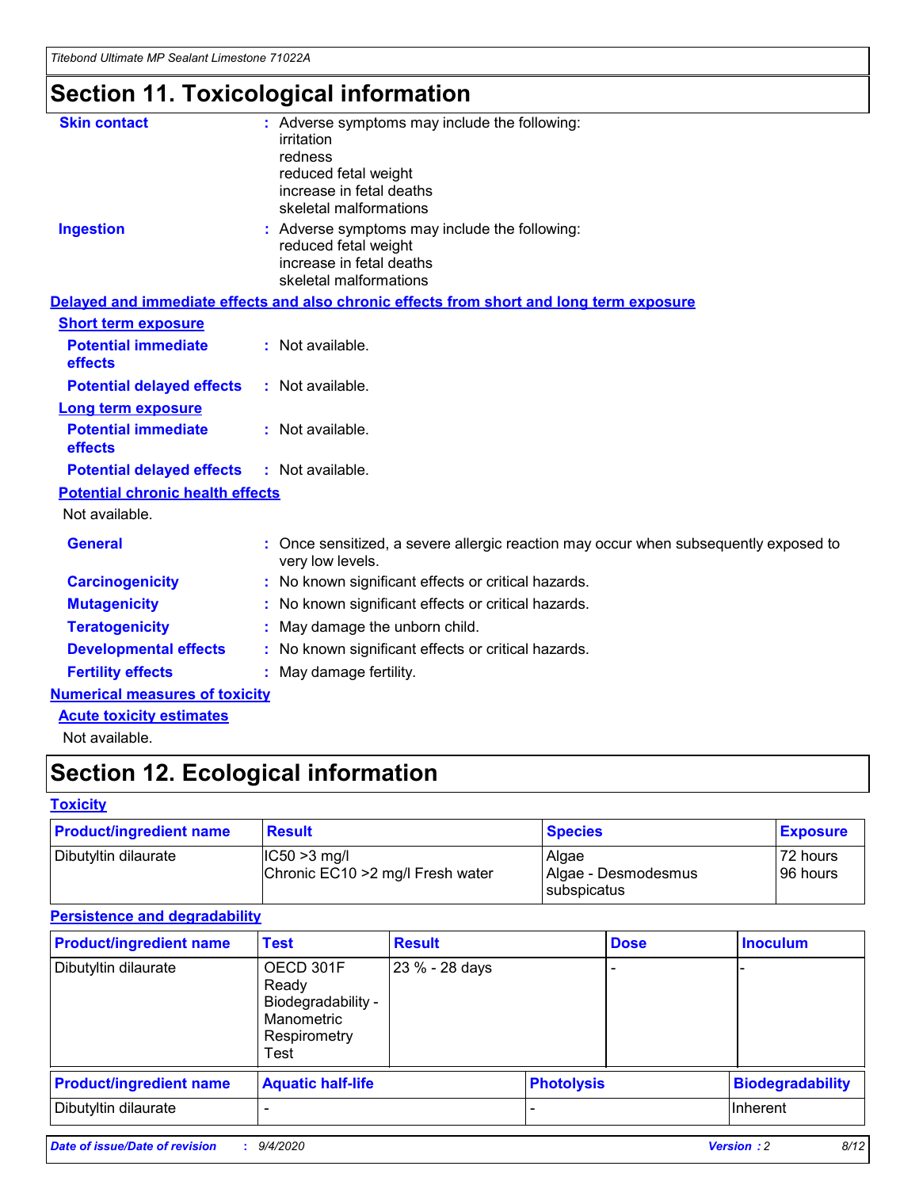# Section 11. Toxicological information

**Skin contact** : Adverse symptoms may include the following:
irritation
redness
reduced fetal weight
increase in fetal deaths
skeletal malformations

**Ingestion** : Adverse symptoms may include the following:
reduced fetal weight
increase in fetal deaths
skeletal malformations

**Delayed and immediate effects and also chronic effects from short and long term exposure**

**Short term exposure**

**Potential immediate effects** : Not available.

**Potential delayed effects** : Not available.

**Long term exposure**

**Potential immediate effects** : Not available.

**Potential delayed effects** : Not available.

**Potential chronic health effects**

Not available.

**General** : Once sensitized, a severe allergic reaction may occur when subsequently exposed to very low levels.

**Carcinogenicity** : No known significant effects or critical hazards.

**Mutagenicity** : No known significant effects or critical hazards.

**Teratogenicity** : May damage the unborn child.

**Developmental effects** : No known significant effects or critical hazards.

**Fertility effects** : May damage fertility.

**Numerical measures of toxicity**

**Acute toxicity estimates**

Not available.

# Section 12. Ecological information

**Toxicity**

| Product/ingredient name | Result | Species | Exposure |
|---|---|---|---|
| Dibutyltin dilaurate | IC50 >3 mg/l<br>Chronic EC10 >2 mg/l Fresh water | Algae<br>Algae - Desmodesmus subspicatus | 72 hours<br>96 hours |

**Persistence and degradability**

| Product/ingredient name | Test | Result | Dose | Inoculum |
|---|---|---|---|---|
| Dibutyltin dilaurate | OECD 301F Ready Biodegradability - Manometric Respirometry Test | 23 % - 28 days | - | - |

| Product/ingredient name | Aquatic half-life | Photolysis | Biodegradability |
|---|---|---|---|
| Dibutyltin dilaurate | - | - | Inherent |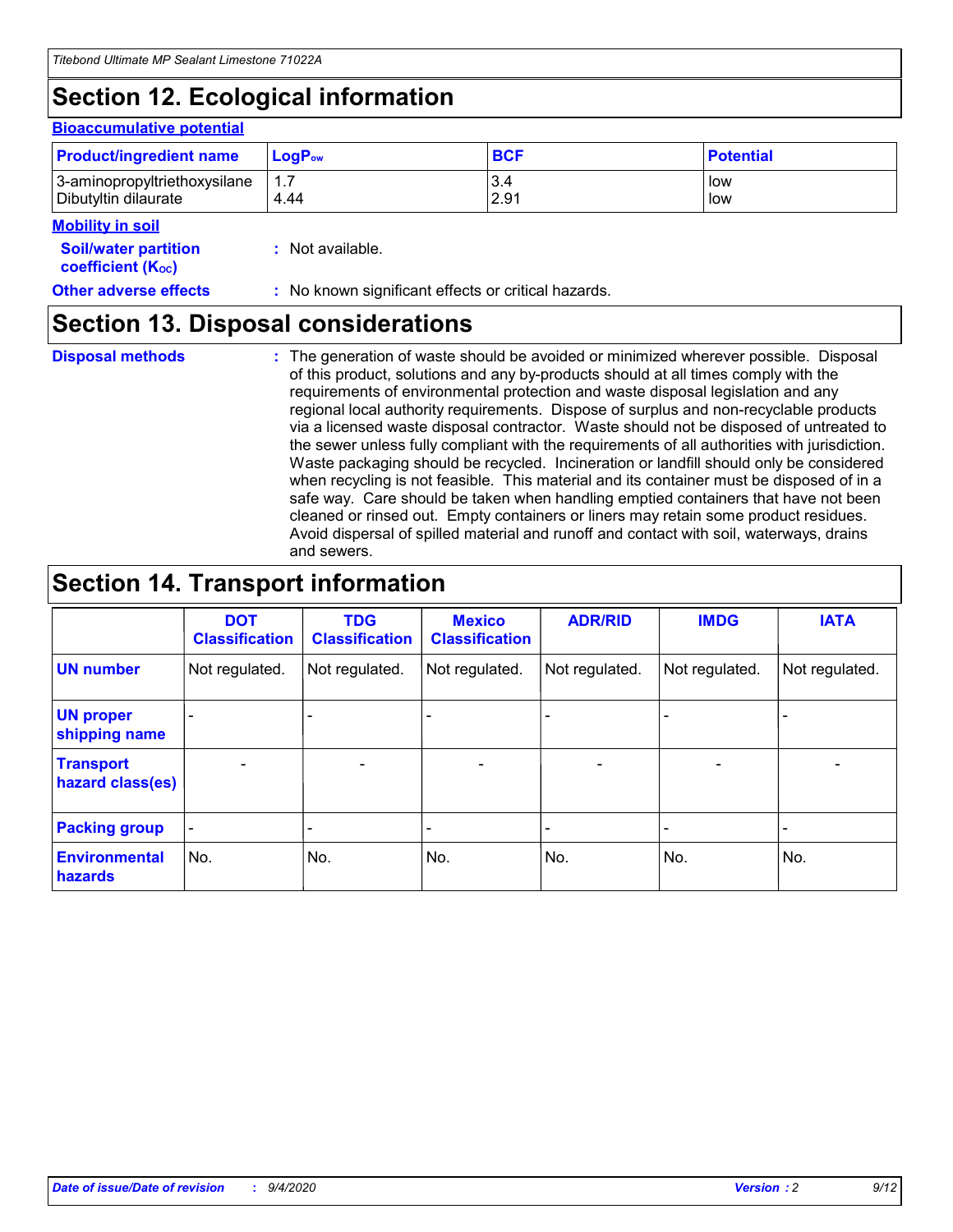## Section 12. Ecological information

### Bioaccumulative potential

| Product/ingredient name | $LogP_{ow}$ | BCF | Potential |
|---|---|---|---|
| 3-aminopropyltriethoxysilane | 1.7 | 3.4 | low |
| Dibutyltin dilaurate | 4.44 | 2.91 | low |

### Mobility in soil

**Soil/water partition coefficient ($K_{OC}$)** : Not available.

**Other adverse effects** : No known significant effects or critical hazards.

## Section 13. Disposal considerations

**Disposal methods** : The generation of waste should be avoided or minimized wherever possible. Disposal of this product, solutions and any by-products should at all times comply with the requirements of environmental protection and waste disposal legislation and any regional local authority requirements. Dispose of surplus and non-recyclable products via a licensed waste disposal contractor. Waste should not be disposed of untreated to the sewer unless fully compliant with the requirements of all authorities with jurisdiction. Waste packaging should be recycled. Incineration or landfill should only be considered when recycling is not feasible. This material and its container must be disposed of in a safe way. Care should be taken when handling emptied containers that have not been cleaned or rinsed out. Empty containers or liners may retain some product residues. Avoid dispersal of spilled material and runoff and contact with soil, waterways, drains and sewers.

## Section 14. Transport information

| | DOT Classification | TDG Classification | Mexico Classification | ADR/RID | IMDG | IATA |
|---|---|---|---|---|---|---|
| **UN number** | Not regulated. | Not regulated. | Not regulated. | Not regulated. | Not regulated. | Not regulated. |
| **UN proper shipping name** | - | - | - | - | - | - |
| **Transport hazard class(es)** | - | - | - | - | - | - |
| **Packing group** | - | - | - | - | - | - |
| **Environmental hazards** | No. | No. | No. | No. | No. | No. |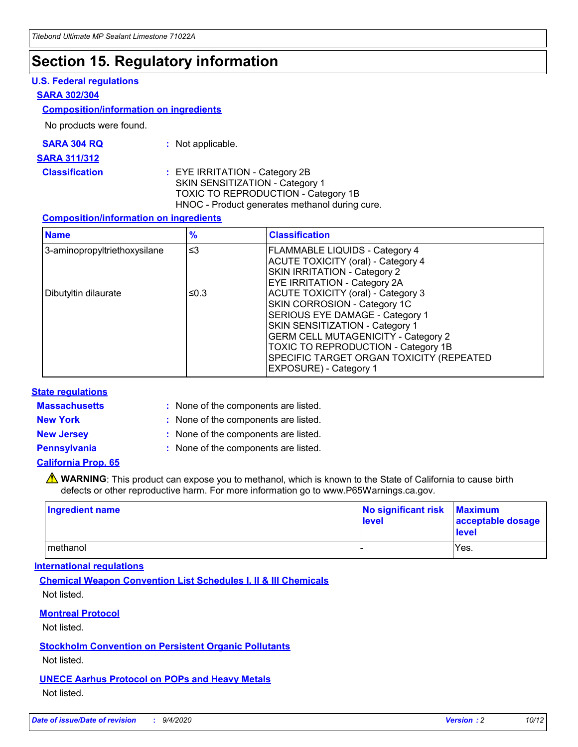# Section 15. Regulatory information

## U.S. Federal regulations

### SARA 302/304

#### Composition/information on ingredients

No products were found.

**SARA 304 RQ** : Not applicable.

### SARA 311/312

**Classification** : EYE IRRITATION - Category 2B
SKIN SENSITIZATION - Category 1
TOXIC TO REPRODUCTION - Category 1B
HNOC - Product generates methanol during cure.

#### Composition/information on ingredients

| Name | % | Classification |
|---|---|---|
| 3-aminopropyltriethoxysilane | ≤3 | FLAMMABLE LIQUIDS - Category 4<br>ACUTE TOXICITY (oral) - Category 4<br>SKIN IRRITATION - Category 2<br>EYE IRRITATION - Category 2A |
| Dibutyltin dilaurate | ≤0.3 | ACUTE TOXICITY (oral) - Category 3<br>SKIN CORROSION - Category 1C<br>SERIOUS EYE DAMAGE - Category 1<br>SKIN SENSITIZATION - Category 1<br>GERM CELL MUTAGENICITY - Category 2<br>TOXIC TO REPRODUCTION - Category 1B<br>SPECIFIC TARGET ORGAN TOXICITY (REPEATED EXPOSURE) - Category 1 |

## State regulations

**Massachusetts** : None of the components are listed.

**New York** : None of the components are listed.

**New Jersey** : None of the components are listed.

**Pennsylvania** : None of the components are listed.

### California Prop. 65

⚠ **WARNING**: This product can expose you to methanol, which is known to the State of California to cause birth defects or other reproductive harm. For more information go to www.P65Warnings.ca.gov.

| Ingredient name | No significant risk level | Maximum acceptable dosage level |
|---|---|---|
| methanol | - | Yes. |

## International regulations

### Chemical Weapon Convention List Schedules I, II & III Chemicals

Not listed.

### Montreal Protocol

Not listed.

### Stockholm Convention on Persistent Organic Pollutants

Not listed.

### UNECE Aarhus Protocol on POPs and Heavy Metals

Not listed.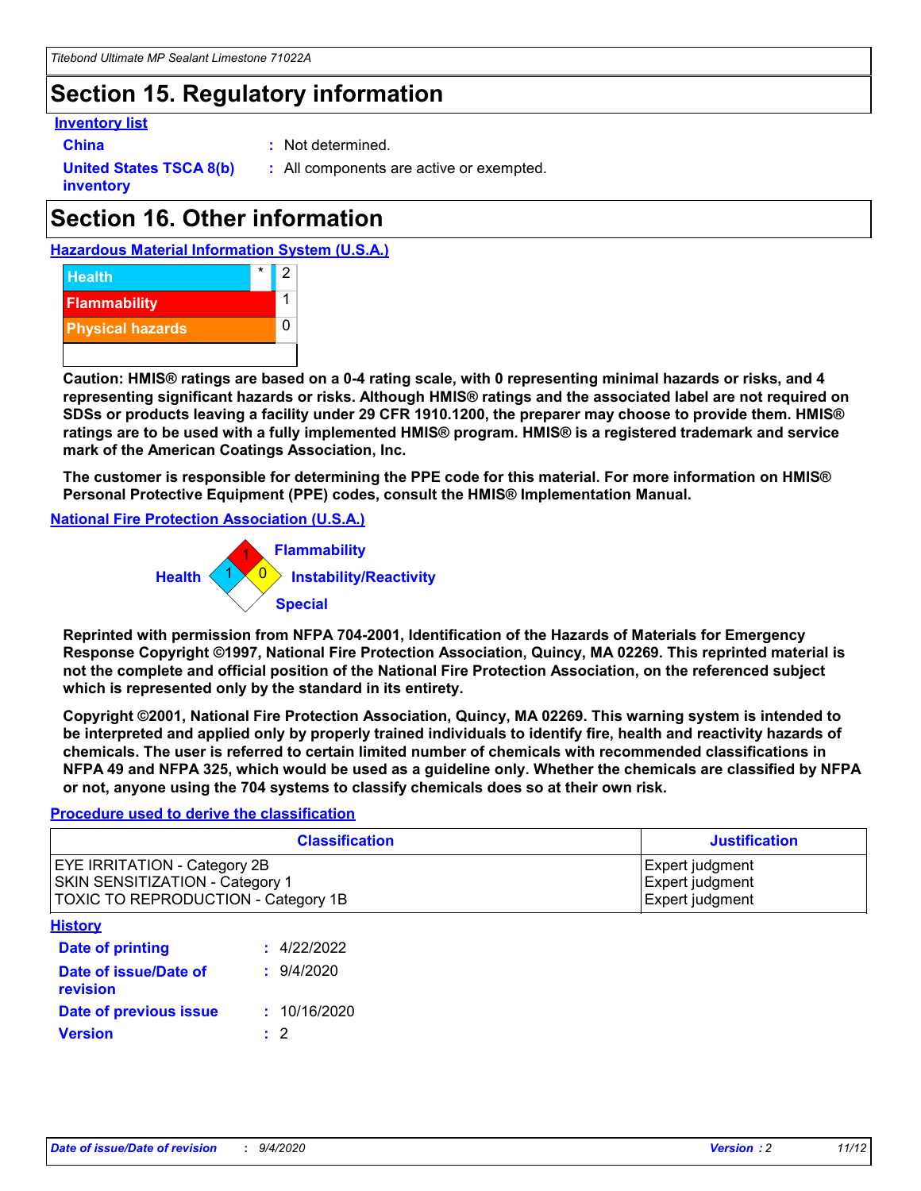# Section 15. Regulatory information

**Inventory list**

**China** : Not determined.

**United States TSCA 8(b) inventory** : All components are active or exempted.

# Section 16. Other information

**Hazardous Material Information System (U.S.A.)**

| | | |
|---|---|---|
| Health | * | 2 |
| Flammability | | 1 |
| Physical hazards | | 0 |

**Caution: HMIS® ratings are based on a 0-4 rating scale, with 0 representing minimal hazards or risks, and 4 representing significant hazards or risks. Although HMIS® ratings and the associated label are not required on SDSs or products leaving a facility under 29 CFR 1910.1200, the preparer may choose to provide them. HMIS® ratings are to be used with a fully implemented HMIS® program. HMIS® is a registered trademark and service mark of the American Coatings Association, Inc.**

**The customer is responsible for determining the PPE code for this material. For more information on HMIS® Personal Protective Equipment (PPE) codes, consult the HMIS® Implementation Manual.**

**National Fire Protection Association (U.S.A.)**

Health: 1
Flammability: 1
Instability/Reactivity: 0
Special:

**Reprinted with permission from NFPA 704-2001, Identification of the Hazards of Materials for Emergency Response Copyright ©1997, National Fire Protection Association, Quincy, MA 02269. This reprinted material is not the complete and official position of the National Fire Protection Association, on the referenced subject which is represented only by the standard in its entirety.**

**Copyright ©2001, National Fire Protection Association, Quincy, MA 02269. This warning system is intended to be interpreted and applied only by properly trained individuals to identify fire, health and reactivity hazards of chemicals. The user is referred to certain limited number of chemicals with recommended classifications in NFPA 49 and NFPA 325, which would be used as a guideline only. Whether the chemicals are classified by NFPA or not, anyone using the 704 systems to classify chemicals does so at their own risk.**

**Procedure used to derive the classification**

| Classification | Justification |
|---|---|
| EYE IRRITATION - Category 2B | Expert judgment |
| SKIN SENSITIZATION - Category 1 | Expert judgment |
| TOXIC TO REPRODUCTION - Category 1B | Expert judgment |

**History**

**Date of printing** : 4/22/2022

**Date of issue/Date of revision** : 9/4/2020

**Date of previous issue** : 10/16/2020

**Version** : 2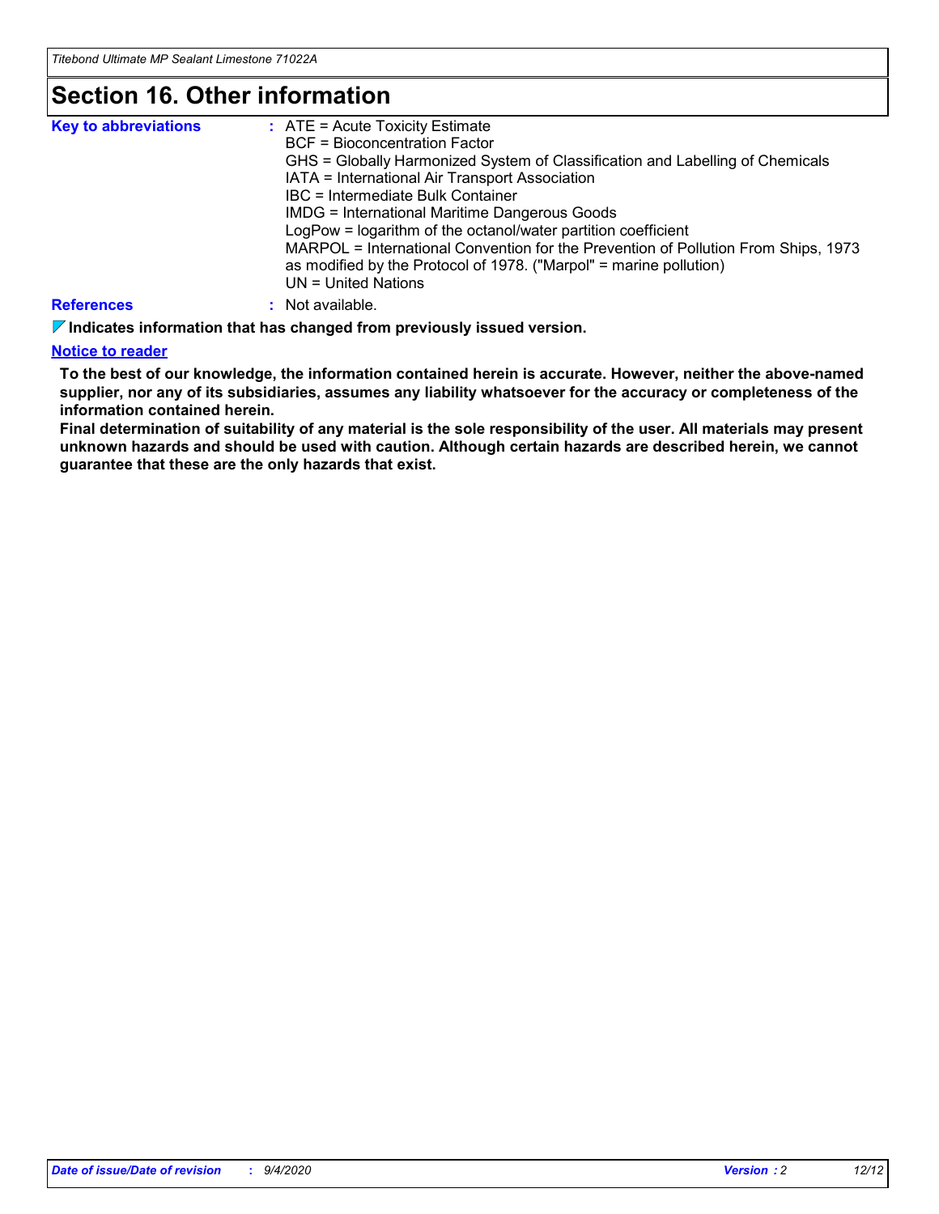# Section 16. Other information

**Key to abbreviations** : ATE = Acute Toxicity Estimate
BCF = Bioconcentration Factor
GHS = Globally Harmonized System of Classification and Labelling of Chemicals
IATA = International Air Transport Association
IBC = Intermediate Bulk Container
IMDG = International Maritime Dangerous Goods
LogPow = logarithm of the octanol/water partition coefficient
MARPOL = International Convention for the Prevention of Pollution From Ships, 1973 as modified by the Protocol of 1978. ("Marpol" = marine pollution)
UN = United Nations

**References** : Not available.

**Indicates information that has changed from previously issued version.**

**Notice to reader**

**To the best of our knowledge, the information contained herein is accurate. However, neither the above-named supplier, nor any of its subsidiaries, assumes any liability whatsoever for the accuracy or completeness of the information contained herein.**

**Final determination of suitability of any material is the sole responsibility of the user. All materials may present unknown hazards and should be used with caution. Although certain hazards are described herein, we cannot guarantee that these are the only hazards that exist.**